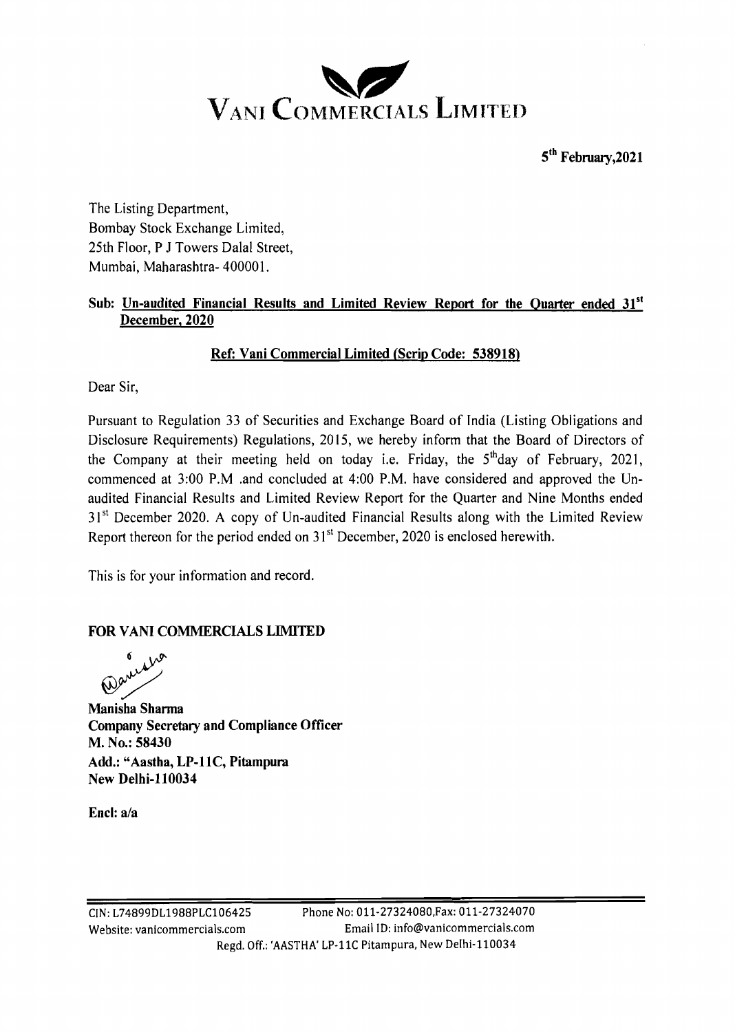# VANI COMMERCIALS LIMITED

5th February,2021

The Listing Department,
Bombay Stock Exchange Limited,
25th Floor, P J Towers Dalal Street,
Mumbai, Maharashtra- 400001.

**Sub: Un-audited Financial Results and Limited Review Report for the Quarter ended 31st December, 2020**

**Ref: Vani Commercial Limited (Scrip Code: 538918)**

Dear Sir,

Pursuant to Regulation 33 of Securities and Exchange Board of India (Listing Obligations and Disclosure Requirements) Regulations, 2015, we hereby inform that the Board of Directors of the Company at their meeting held on today i.e. Friday, the 5thday of February, 2021, commenced at 3:00 P.M .and concluded at 4:00 P.M. have considered and approved the Un-audited Financial Results and Limited Review Report for the Quarter and Nine Months ended 31st December 2020. A copy of Un-audited Financial Results along with the Limited Review Report thereon for the period ended on 31st December, 2020 is enclosed herewith.

This is for your information and record.

**FOR VANI COMMERCIALS LIMITED**

**Manisha Sharma**
**Company Secretary and Compliance Officer**
**M. No.: 58430**
**Add.: "Aastha, LP-11C, Pitampura**
**New Delhi-110034**

**Encl: a/a**

CIN: L74899DL1988PLC106425 Phone No: 011-27324080,Fax: 011-27324070
Website: vanicommercials.com Email ID: info@vanicommercials.com
Regd. Off.: 'AASTHA' LP-11C Pitampura, New Delhi-110034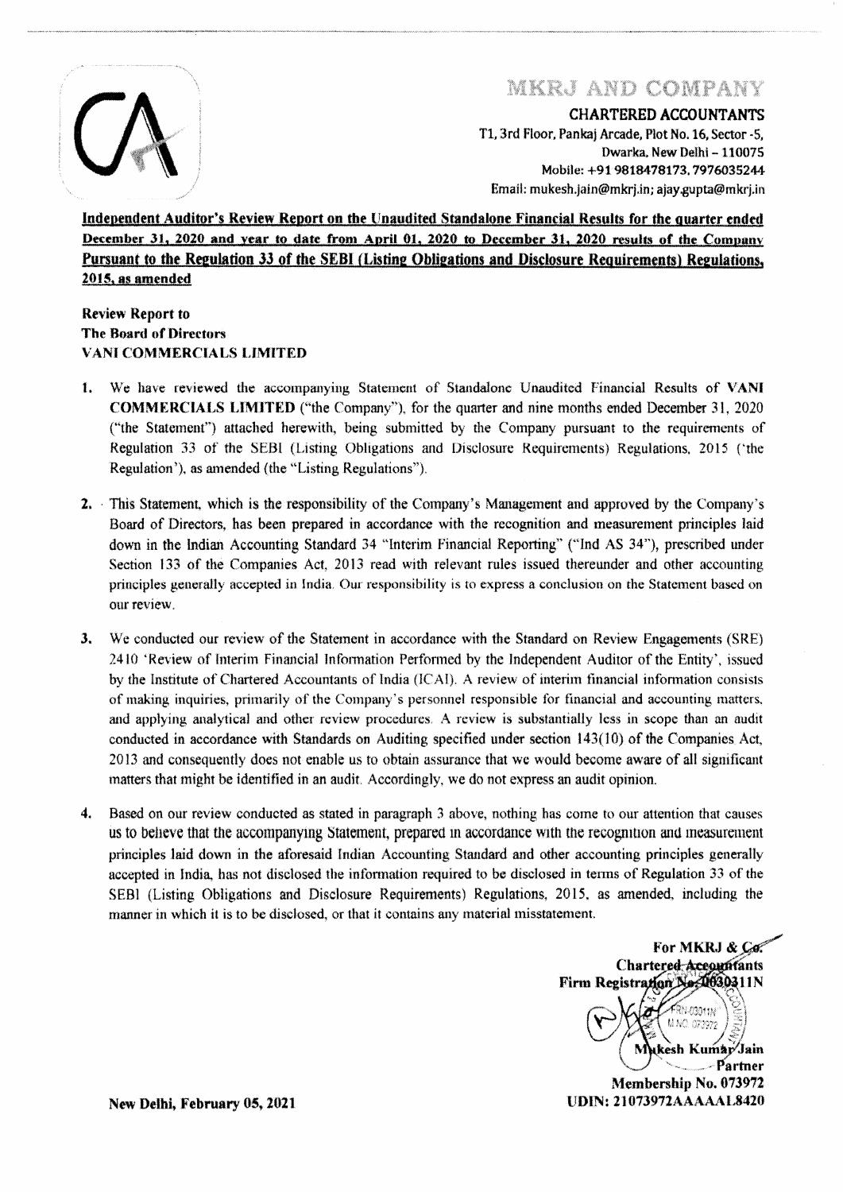# MKRJ AND COMPANY

**CHARTERED ACCOUNTANTS**

T1, 3rd Floor, Pankaj Arcade, Plot No. 16, Sector -5,
Dwarka, New Delhi – 110075
Mobile: +91 9818478173, 7976035244
Email: mukesh.jain@mkrj.in; ajay.gupta@mkrj.in

**Independent Auditor's Review Report on the Unaudited Standalone Financial Results for the quarter ended December 31, 2020 and year to date from April 01, 2020 to December 31, 2020 results of the Company Pursuant to the Regulation 33 of the SEBI (Listing Obligations and Disclosure Requirements) Regulations, 2015, as amended**

**Review Report to**
**The Board of Directors**
**VANI COMMERCIALS LIMITED**

1. We have reviewed the accompanying Statement of Standalone Unaudited Financial Results of **VANI COMMERCIALS LIMITED** ("the Company"), for the quarter and nine months ended December 31, 2020 ("the Statement") attached herewith, being submitted by the Company pursuant to the requirements of Regulation 33 of the SEBI (Listing Obligations and Disclosure Requirements) Regulations, 2015 ('the Regulation'), as amended (the "Listing Regulations").

2. This Statement, which is the responsibility of the Company's Management and approved by the Company's Board of Directors, has been prepared in accordance with the recognition and measurement principles laid down in the Indian Accounting Standard 34 "Interim Financial Reporting" ("Ind AS 34"), prescribed under Section 133 of the Companies Act, 2013 read with relevant rules issued thereunder and other accounting principles generally accepted in India. Our responsibility is to express a conclusion on the Statement based on our review.

3. We conducted our review of the Statement in accordance with the Standard on Review Engagements (SRE) 2410 'Review of Interim Financial Information Performed by the Independent Auditor of the Entity', issued by the Institute of Chartered Accountants of India (ICAI). A review of interim financial information consists of making inquiries, primarily of the Company's personnel responsible for financial and accounting matters, and applying analytical and other review procedures. A review is substantially less in scope than an audit conducted in accordance with Standards on Auditing specified under section 143(10) of the Companies Act, 2013 and consequently does not enable us to obtain assurance that we would become aware of all significant matters that might be identified in an audit. Accordingly, we do not express an audit opinion.

4. Based on our review conducted as stated in paragraph 3 above, nothing has come to our attention that causes us to believe that the accompanying Statement, prepared in accordance with the recognition and measurement principles laid down in the aforesaid Indian Accounting Standard and other accounting principles generally accepted in India, has not disclosed the information required to be disclosed in terms of Regulation 33 of the SEBI (Listing Obligations and Disclosure Requirements) Regulations, 2015, as amended, including the manner in which it is to be disclosed, or that it contains any material misstatement.

**For MKRJ & Co.**
**Chartered Accountants**
**Firm Registration No. 030311N**

**Mukesh Kumar Jain**
**Partner**
**Membership No. 073972**
**UDIN: 21073972AAAAAL8420**

**New Delhi, February 05, 2021**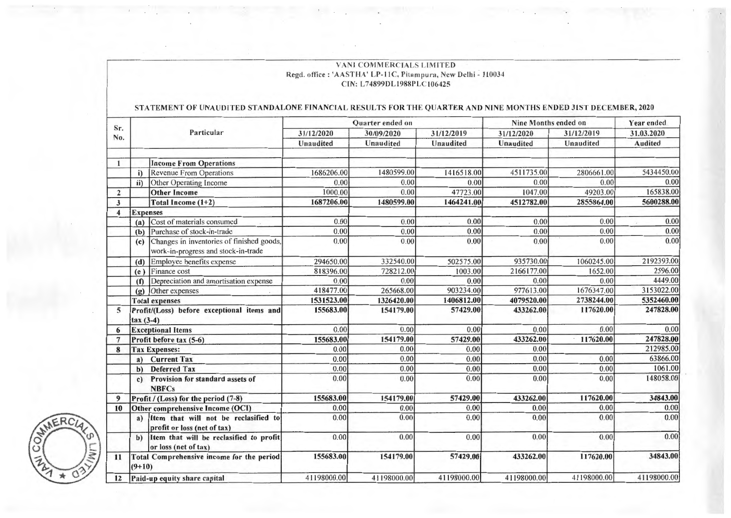VANI COMMERCIALS LIMITED
Regd. office : 'AASTHA' LP-11C, Pitampura, New Delhi - 110034
CIN: L74899DL1988PLC106425

## STATEMENT OF UNAUDITED STANDALONE FINANCIAL RESULTS FOR THE QUARTER AND NINE MONTHS ENDED 31ST DECEMBER, 2020

| Sr. No. | | Particular | Quarter ended on | | | Nine Months ended on | | Year ended |
|---|---|---|---|---|---|---|---|---|
| | | | 31/12/2020 | 30/09/2020 | 31/12/2019 | 31/12/2020 | 31/12/2019 | 31.03.2020 |
| | | | Unaudited | Unaudited | Unaudited | Unaudited | Unaudited | Audited |
| 1 | | **Income From Operations** | | | | | | |
| | i) | Revenue From Operations | 1686206.00 | 1480599.00 | 1416518.00 | 4511735.00 | 2806661.00 | 5434450.00 |
| | ii) | Other Operating Income | 0.00 | 0.00 | 0.00 | 0.00 | 0.00 | 0.00 |
| 2 | | **Other Income** | 1000.00 | 0.00 | 47723.00 | 1047.00 | 49203.00 | 165838.00 |
| 3 | | **Total Income (1+2)** | **1687206.00** | **1480599.00** | **1464241.00** | **4512782.00** | **2855864.00** | **5600288.00** |
| 4 | **Expenses** | | | | | | | |
| | (a) | Cost of materials consumed | 0.00 | 0.00 | 0.00 | 0.00 | 0.00 | 0.00 |
| | (b) | Purchase of stock-in-trade | 0.00 | 0.00 | 0.00 | 0.00 | 0.00 | 0.00 |
| | (c) | Changes in inventories of finished goods, work-in-progress and stock-in-trade | 0.00 | 0.00 | 0.00 | 0.00 | 0.00 | 0.00 |
| | (d) | Employee benefits expense | 294650.00 | 332540.00 | 502575.00 | 935730.00 | 1060245.00 | 2192393.00 |
| | (e) | Finance cost | 818396.00 | 728212.00 | 1003.00 | 2166177.00 | 1652.00 | 2596.00 |
| | (f) | Depreciation and amortisation expense | 0.00 | 0.00 | 0.00 | 0.00 | 0.00 | 4449.00 |
| | (g) | Other expenses | 418477.00 | 265668.00 | 903234.00 | 977613.00 | 1676347.00 | 3153022.00 |
| | **Total expenses** | | **1531523.00** | **1326420.00** | **1406812.00** | **4079520.00** | **2738244.00** | **5352460.00** |
| 5 | ***Profit/(Loss) before exceptional items and tax (3-4)*** | | **155683.00** | **154179.00** | **57429.00** | **433262.00** | **117620.00** | **247828.00** |
| 6 | **Exceptional Items** | | 0.00 | 0.00 | 0.00 | 0.00 | 0.00 | 0.00 |
| 7 | **Profit before tax (5-6)** | | **155683.00** | **154179.00** | **57429.00** | **433262.00** | **117620.00** | **247828.00** |
| 8 | **Tax Expenses:** | | 0.00 | 0.00 | 0.00 | 0.00 | | 212985.00 |
| | a) | **Current Tax** | 0.00 | 0.00 | 0.00 | 0.00 | 0.00 | 63866.00 |
| | b) | **Deferred Tax** | 0.00 | 0.00 | 0.00 | 0.00 | 0.00 | 1061.00 |
| | c) | **Provision for standard assets of NBFCs** | 0.00 | 0.00 | 0.00 | 0.00 | 0.00 | 148058.00 |
| 9 | **Profit / (Loss) for the period (7-8)** | | **155683.00** | **154179.00** | **57429.00** | **433262.00** | **117620.00** | **34843.00** |
| 10 | **Other comprehensive Income (OCI)** | | 0.00 | 0.00 | 0.00 | 0.00 | 0.00 | 0.00 |
| | a) | **Item that will not be reclasified to profit or loss (net of tax)** | 0.00 | 0.00 | 0.00 | 0.00 | 0.00 | 0.00 |
| | b) | **Item that will be reclasified to profit or loss (net of tax)** | 0.00 | 0.00 | 0.00 | 0.00 | 0.00 | 0.00 |
| 11 | **Total Comprehensive income for the period (9+10)** | | **155683.00** | **154179.00** | **57429.00** | **433262.00** | **117620.00** | **34843.00** |
| 12 | **Paid-up equity share capital** | | 41198000.00 | 41198000.00 | 41198000.00 | 41198000.00 | 41198000.00 | 41198000.00 |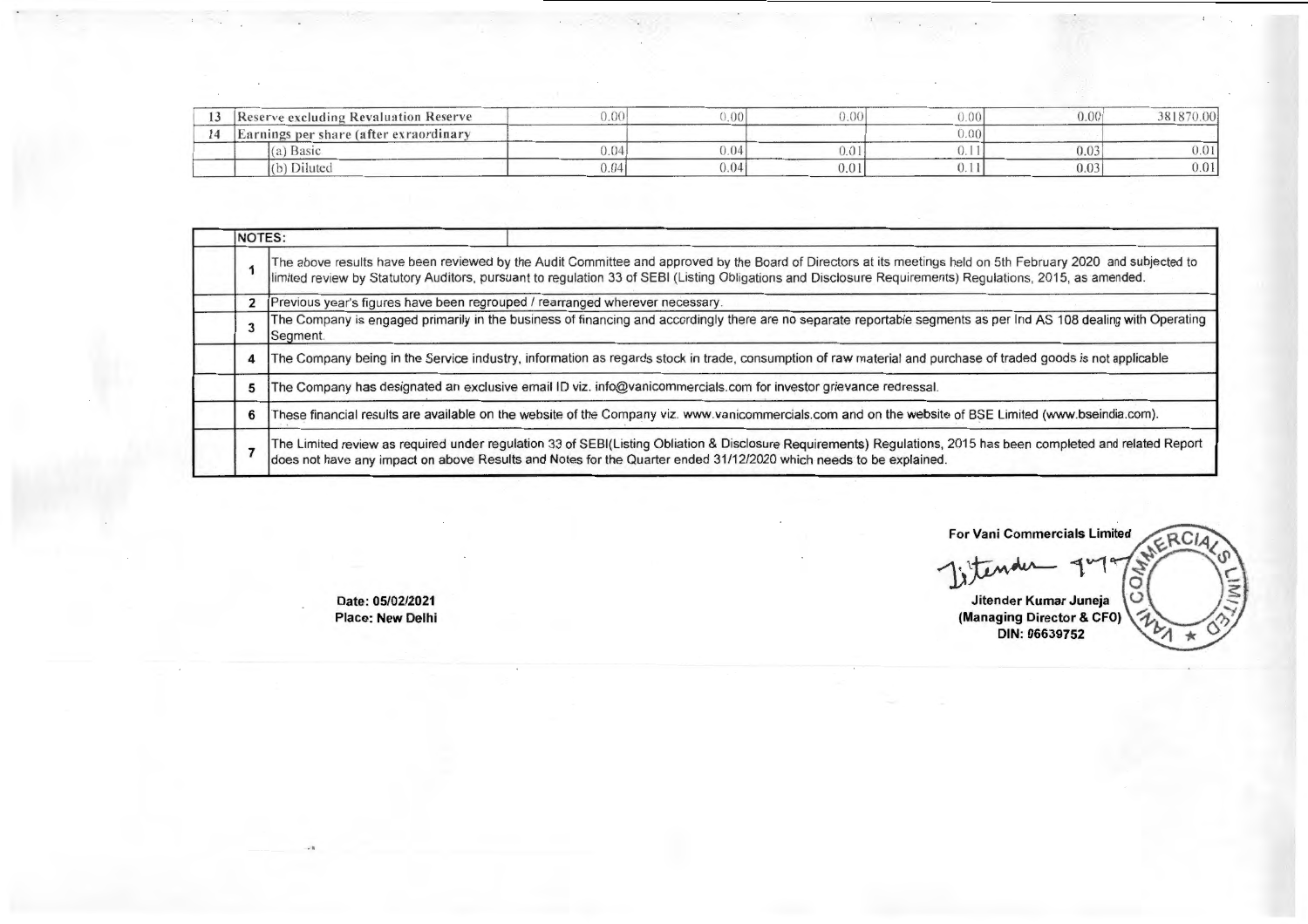| | | | | | | | |
|---|---|---|---|---|---|---|---|
| 13 | Reserve excluding Revaluation Reserve | 0.00 | 0.00 | 0.00 | 0.00 | 0.00 | 381870.00 |
| 14 | Earnings per share (after exraordinary | | | | 0.00 | | |
| | (a) Basic | 0.04 | 0.04 | 0.01 | 0.11 | 0.03 | 0.01 |
| | (b) Diluted | 0.04 | 0.04 | 0.01 | 0.11 | 0.03 | 0.01 |

| | |
|---|---|
| **NOTES:** | |
| 1 | The above results have been reviewed by the Audit Committee and approved by the Board of Directors at its meetings held on 5th February 2020 and subjected to limited review by Statutory Auditors, pursuant to regulation 33 of SEBI (Listing Obligations and Disclosure Requirements) Regulations, 2015, as amended. |
| 2 | Previous year's figures have been regrouped / rearranged wherever necessary. |
| 3 | The Company is engaged primarily in the business of financing and accordingly there are no separate reportable segments as per Ind AS 108 dealing with Operating Segment. |
| 4 | The Company being in the Service industry, information as regards stock in trade, consumption of raw material and purchase of traded goods is not applicable |
| 5 | The Company has designated an exclusive email ID viz. info@vanicommercials.com for investor grievance redressal. |
| 6 | These financial results are available on the website of the Company viz. www.vanicommercials.com and on the website of BSE Limited (www.bseindia.com). |
| 7 | The Limited review as required under regulation 33 of SEBI(Listing Obliation & Disclosure Requirements) Regulations, 2015 has been completed and related Report does not have any impact on above Results and Notes for the Quarter ended 31/12/2020 which needs to be explained. |

**Date: 05/02/2021**
**Place: New Delhi**

**For Vani Commercials Limited**

**Jitender Kumar Juneja**
**(Managing Director & CFO)**
**DIN: 06639752**